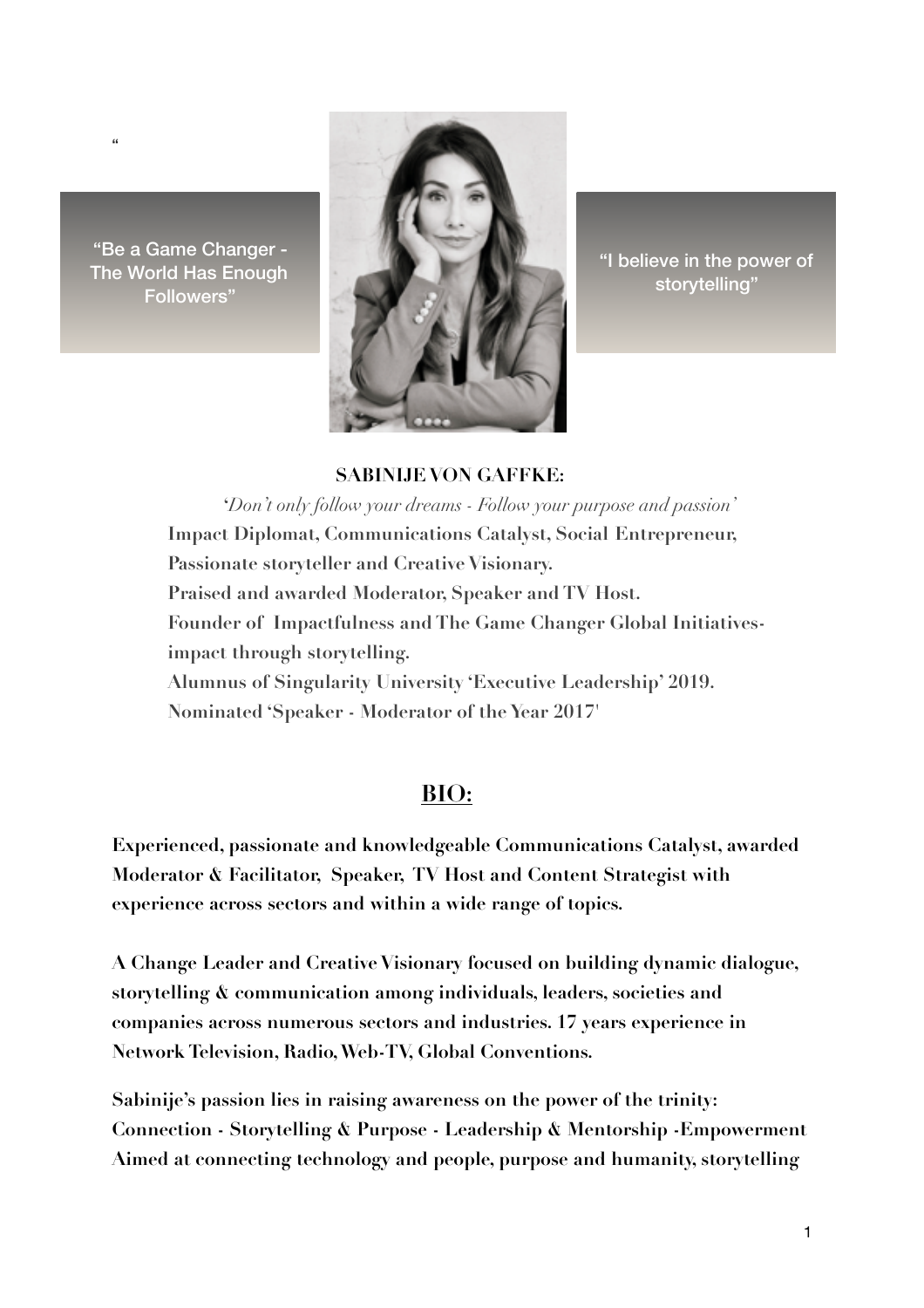"

"Be a Game Changer - The World Has Enough Followers"

"I believe in the power of storytelling"

**SABINIJE VON GAFFKE:**

*'Don't only follow your dreams - Follow your purpose and passion'*

**Impact Diplomat, Communications Catalyst, Social Entrepreneur, Passionate storyteller and Creative Visionary.**
**Praised and awarded Moderator, Speaker and TV Host.**
**Founder of Impactfulness and The Game Changer Global Initiatives- impact through storytelling.**
**Alumnus of Singularity University 'Executive Leadership' 2019.**
**Nominated 'Speaker - Moderator of the Year 2017'**

## BIO:

**Experienced, passionate and knowledgeable Communications Catalyst, awarded Moderator & Facilitator, Speaker, TV Host and Content Strategist with experience across sectors and within a wide range of topics.**

**A Change Leader and Creative Visionary focused on building dynamic dialogue, storytelling & communication among individuals, leaders, societies and companies across numerous sectors and industries. 17 years experience in Network Television, Radio, Web-TV, Global Conventions.**

**Sabinije's passion lies in raising awareness on the power of the trinity: Connection - Storytelling & Purpose - Leadership & Mentorship -Empowerment Aimed at connecting technology and people, purpose and humanity, storytelling**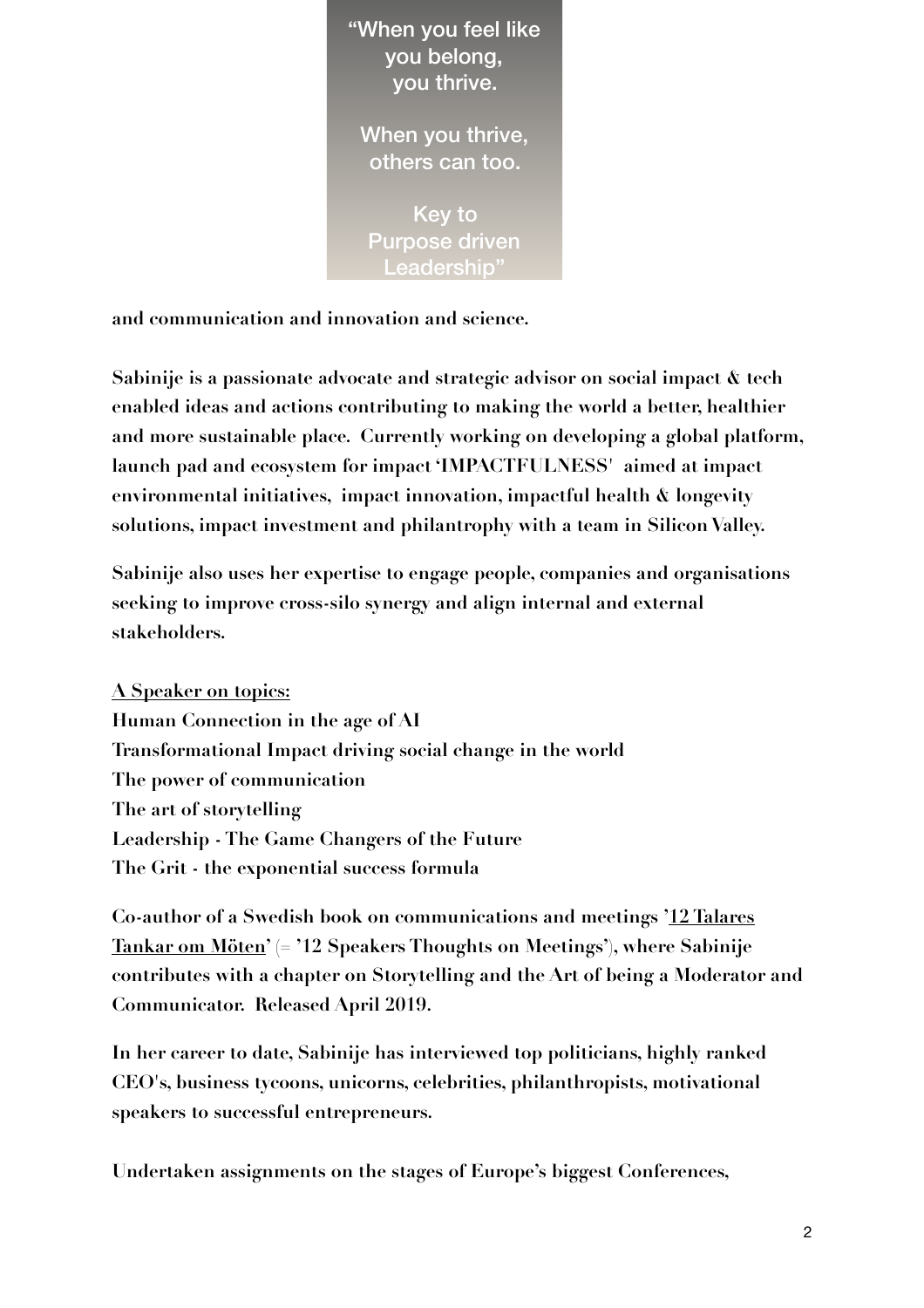"When you feel like you belong, you thrive.

When you thrive, others can too.

Key to Purpose driven Leadership"

**and communication and innovation and science.**

**Sabinije is a passionate advocate and strategic advisor on social impact & tech enabled ideas and actions contributing to making the world a better, healthier and more sustainable place. Currently working on developing a global platform, launch pad and ecosystem for impact 'IMPACTFULNESS' aimed at impact environmental initiatives, impact innovation, impactful health & longevity solutions, impact investment and philantrophy with a team in Silicon Valley.**

**Sabinije also uses her expertise to engage people, companies and organisations seeking to improve cross-silo synergy and align internal and external stakeholders.**

**A Speaker on topics:**
**Human Connection in the age of AI**
**Transformational Impact driving social change in the world**
**The power of communication**
**The art of storytelling**
**Leadership - The Game Changers of the Future**
**The Grit - the exponential success formula**

**Co-author of a Swedish book on communications and meetings '12 Talares Tankar om Möten'** (= **'12 Speakers Thoughts on Meetings'), where Sabinije contributes with a chapter on Storytelling and the Art of being a Moderator and Communicator. Released April 2019.**

**In her career to date, Sabinije has interviewed top politicians, highly ranked CEO's, business tycoons, unicorns, celebrities, philanthropists, motivational speakers to successful entrepreneurs.**

**Undertaken assignments on the stages of Europe's biggest Conferences,**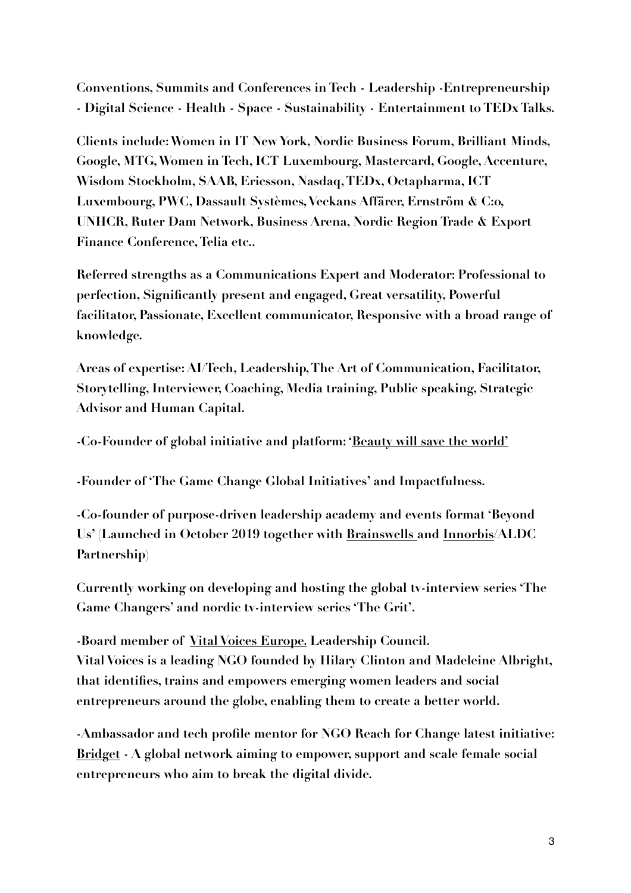**Conventions, Summits and Conferences in Tech - Leadership -Entrepreneurship - Digital Science - Health - Space - Sustainability - Entertainment to TEDx Talks.**

**Clients include: Women in IT New York, Nordic Business Forum, Brilliant Minds, Google, MTG, Women in Tech, ICT Luxembourg, Mastercard, Google, Accenture, Wisdom Stockholm, SAAB, Ericsson, Nasdaq, TEDx, Octapharma, ICT Luxembourg, PWC, Dassault Systèmes, Veckans Affärer, Ernström & C:o, UNHCR, Ruter Dam Network, Business Arena, Nordic Region Trade & Export Finance Conference, Telia etc..**

**Referred strengths as a Communications Expert and Moderator: Professional to perfection, Significantly present and engaged, Great versatility, Powerful facilitator, Passionate, Excellent communicator, Responsive with a broad range of knowledge.**

**Areas of expertise: AI/Tech, Leadership, The Art of Communication, Facilitator, Storytelling, Interviewer, Coaching, Media training, Public speaking, Strategic Advisor and Human Capital.**

**-Co-Founder of global initiative and platform: 'Beauty will save the world'**

**-Founder of 'The Game Change Global Initiatives' and Impactfulness.**

**-Co-founder of purpose-driven leadership academy and events format 'Beyond Us' (Launched in October 2019 together with Brainswells and Innorbis/ALDC Partnership)**

**Currently working on developing and hosting the global tv-interview series 'The Game Changers' and nordic tv-interview series 'The Grit'.**

**-Board member of Vital Voices Europe. Leadership Council.**
**Vital Voices is a leading NGO founded by Hilary Clinton and Madeleine Albright, that identifies, trains and empowers emerging women leaders and social entrepreneurs around the globe, enabling them to create a better world.**

**-Ambassador and tech profile mentor for NGO Reach for Change latest initiative: Bridget - A global network aiming to empower, support and scale female social entrepreneurs who aim to break the digital divide.**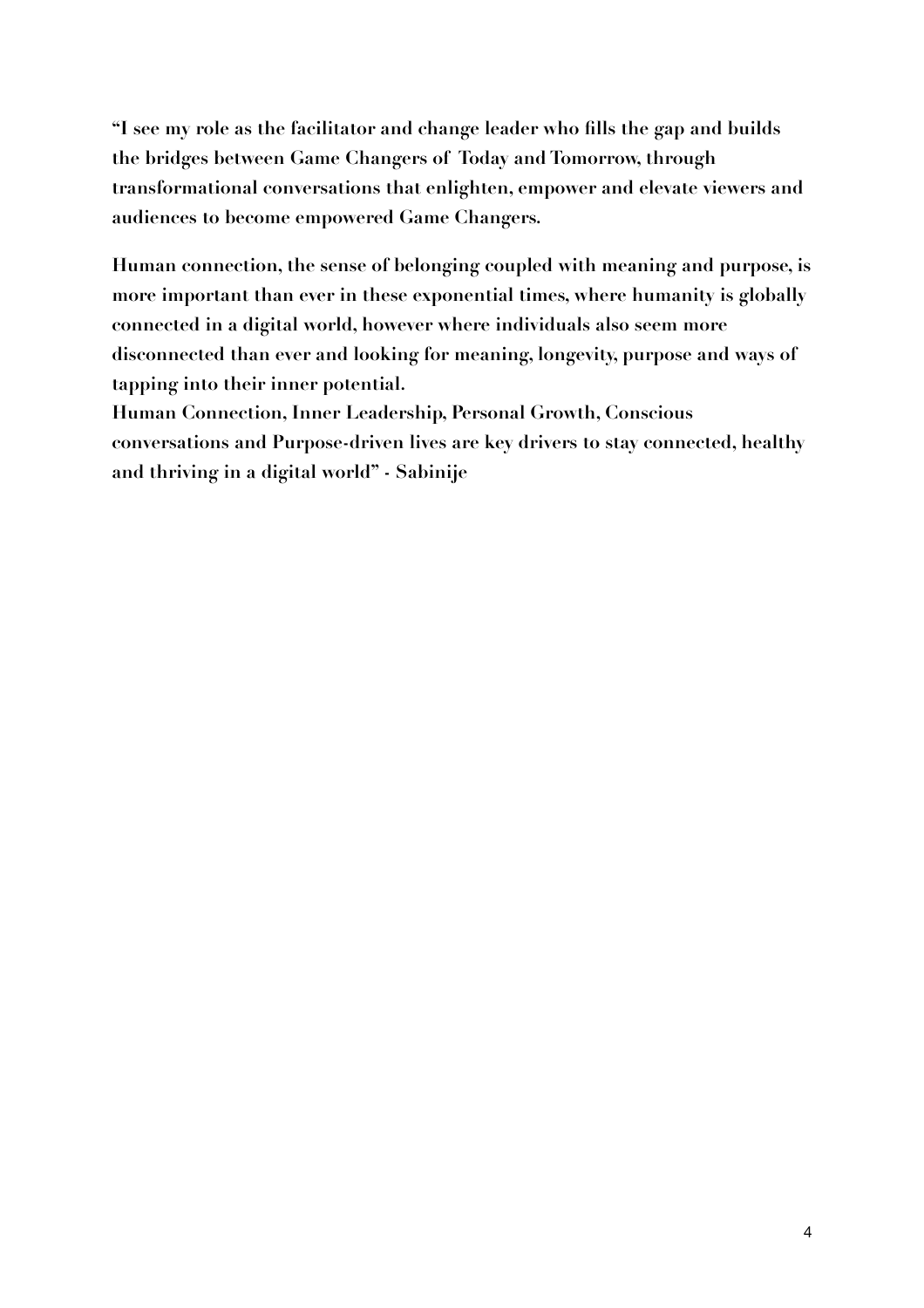**"I see my role as the facilitator and change leader who fills the gap and builds the bridges between Game Changers of Today and Tomorrow, through transformational conversations that enlighten, empower and elevate viewers and audiences to become empowered Game Changers.**

**Human connection, the sense of belonging coupled with meaning and purpose, is more important than ever in these exponential times, where humanity is globally connected in a digital world, however where individuals also seem more disconnected than ever and looking for meaning, longevity, purpose and ways of tapping into their inner potential.**
**Human Connection, Inner Leadership, Personal Growth, Conscious conversations and Purpose-driven lives are key drivers to stay connected, healthy and thriving in a digital world" - Sabinije**